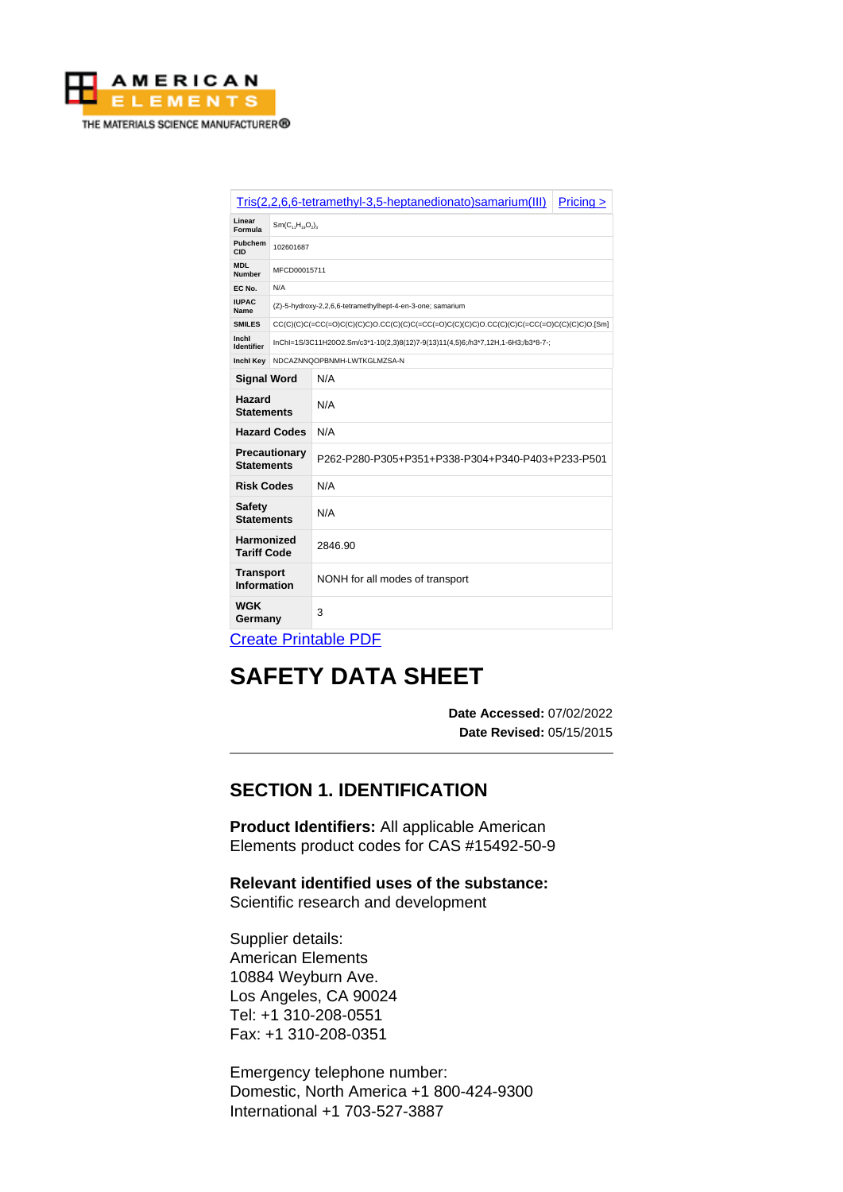| Tris(2,2,6,6-tetramethyl-3,5-heptanedionato)samarium(III) | Pricing > |
|---|---|
| Linear Formula | $Sm(C_{11}H_{19}O_2)_3$ |
| Pubchem CID | 102601687 |
| MDL Number | MFCD00015711 |
| EC No. | N/A |
| IUPAC Name | (Z)-5-hydroxy-2,2,6,6-tetramethylhept-4-en-3-one; samarium |
| SMILES | CC(C)(C)C(=CC(=O)C(C)(C)C)O.CC(C)(C)C(=CC(=O)C(C)(C)C)O.CC(C)(C)C(=CC(=O)C(C)(C)C)O.[Sm] |
| Inchl Identifier | InChI=1S/3C11H20O2.Sm/c3*1-10(2,3)8(12)7-9(13)11(4,5)6;/h3*7,12H,1-6H3;/b3*8-7-; |
| Inchl Key | NDCAZNNQOPBNMH-LWTKGLMZSA-N |
| Signal Word | N/A |
| Hazard Statements | N/A |
| Hazard Codes | N/A |
| Precautionary Statements | P262-P280-P305+P351+P338-P304+P340-P403+P233-P501 |
| Risk Codes | N/A |
| Safety Statements | N/A |
| Harmonized Tariff Code | 2846.90 |
| Transport Information | NONH for all modes of transport |
| WGK Germany | 3 |

Create Printable PDF

# SAFETY DATA SHEET

**Date Accessed:** 07/02/2022
**Date Revised:** 05/15/2015

---

## SECTION 1. IDENTIFICATION

**Product Identifiers:** All applicable American Elements product codes for CAS #15492-50-9

**Relevant identified uses of the substance:** Scientific research and development

Supplier details:
American Elements
10884 Weyburn Ave.
Los Angeles, CA 90024
Tel: +1 310-208-0551
Fax: +1 310-208-0351

Emergency telephone number:
Domestic, North America +1 800-424-9300
International +1 703-527-3887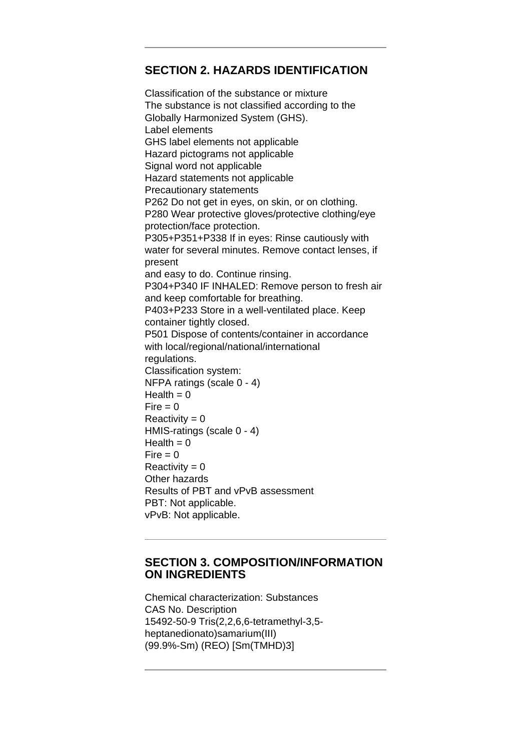## SECTION 2. HAZARDS IDENTIFICATION

Classification of the substance or mixture
The substance is not classified according to the Globally Harmonized System (GHS).
Label elements
GHS label elements not applicable
Hazard pictograms not applicable
Signal word not applicable
Hazard statements not applicable
Precautionary statements
P262 Do not get in eyes, on skin, or on clothing.
P280 Wear protective gloves/protective clothing/eye protection/face protection.
P305+P351+P338 If in eyes: Rinse cautiously with water for several minutes. Remove contact lenses, if present
and easy to do. Continue rinsing.
P304+P340 IF INHALED: Remove person to fresh air and keep comfortable for breathing.
P403+P233 Store in a well-ventilated place. Keep container tightly closed.
P501 Dispose of contents/container in accordance with local/regional/national/international regulations.
Classification system:
NFPA ratings (scale 0 - 4)
Health = 0
Fire = 0
Reactivity = 0
HMIS-ratings (scale 0 - 4)
Health = 0
Fire = 0
Reactivity = 0
Other hazards
Results of PBT and vPvB assessment
PBT: Not applicable.
vPvB: Not applicable.

## SECTION 3. COMPOSITION/INFORMATION ON INGREDIENTS

Chemical characterization: Substances
CAS No. Description
15492-50-9 Tris(2,2,6,6-tetramethyl-3,5-heptanedionato)samarium(III)
(99.9%-Sm) (REO) [Sm(TMHD)3]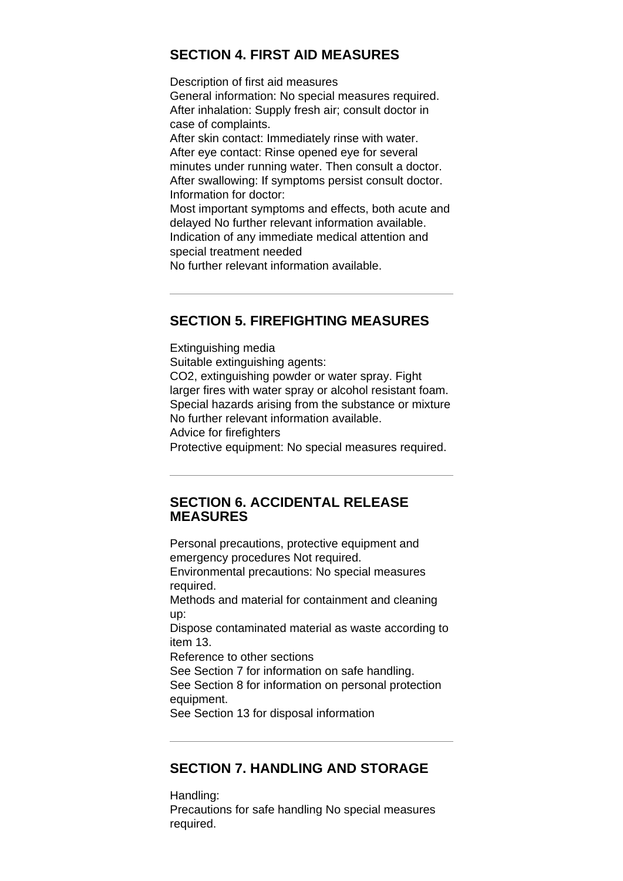## SECTION 4. FIRST AID MEASURES

Description of first aid measures
General information: No special measures required.
After inhalation: Supply fresh air; consult doctor in case of complaints.
After skin contact: Immediately rinse with water.
After eye contact: Rinse opened eye for several minutes under running water. Then consult a doctor.
After swallowing: If symptoms persist consult doctor.
Information for doctor:
Most important symptoms and effects, both acute and delayed No further relevant information available.
Indication of any immediate medical attention and special treatment needed
No further relevant information available.

---

## SECTION 5. FIREFIGHTING MEASURES

Extinguishing media
Suitable extinguishing agents:
$CO_2$, extinguishing powder or water spray. Fight larger fires with water spray or alcohol resistant foam.
Special hazards arising from the substance or mixture
No further relevant information available.
Advice for firefighters
Protective equipment: No special measures required.

---

## SECTION 6. ACCIDENTAL RELEASE MEASURES

Personal precautions, protective equipment and emergency procedures Not required.
Environmental precautions: No special measures required.
Methods and material for containment and cleaning up:
Dispose contaminated material as waste according to item 13.
Reference to other sections
See Section 7 for information on safe handling.
See Section 8 for information on personal protection equipment.
See Section 13 for disposal information

---

## SECTION 7. HANDLING AND STORAGE

Handling:
Precautions for safe handling No special measures required.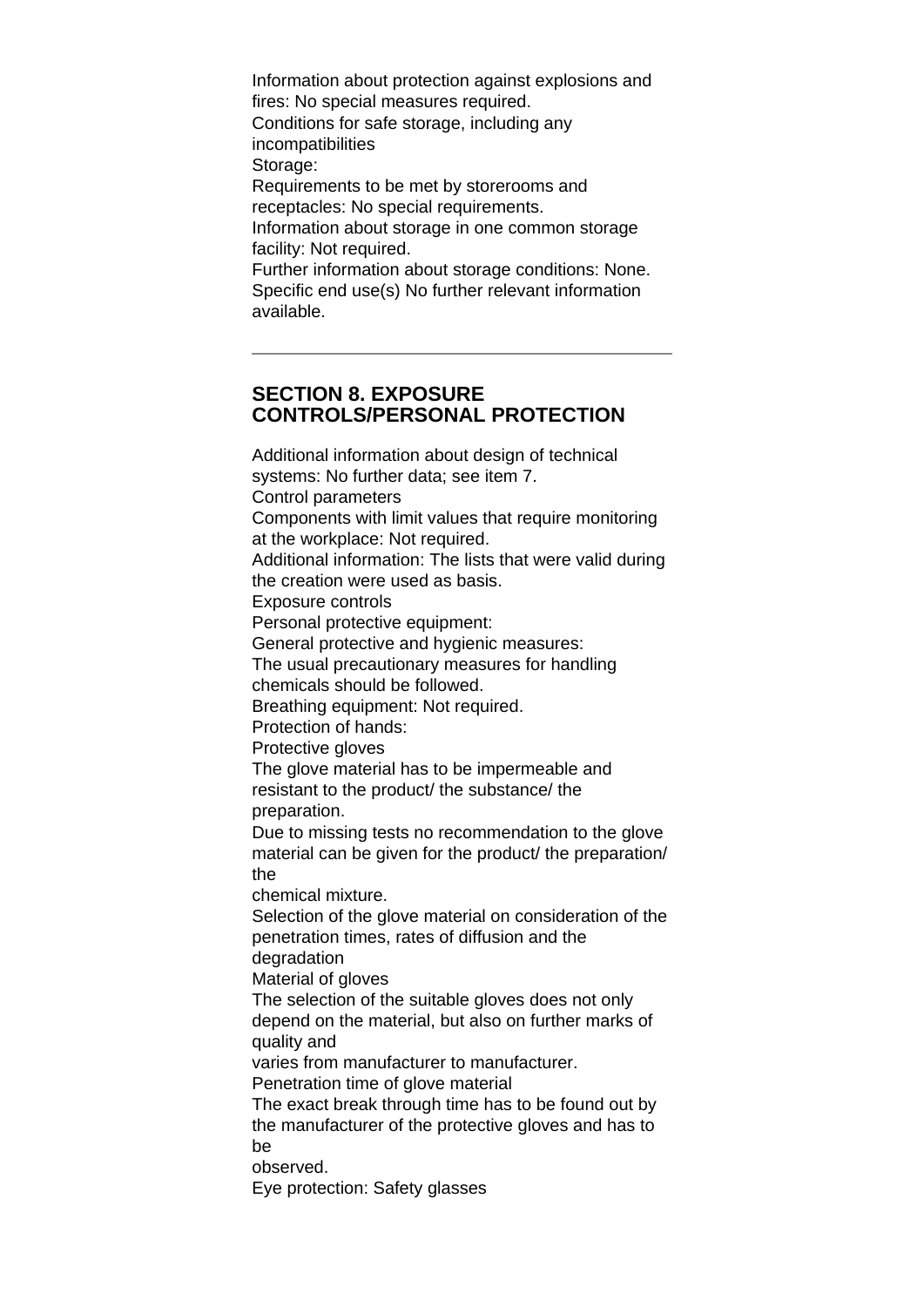Information about protection against explosions and fires: No special measures required.
Conditions for safe storage, including any incompatibilities
Storage:
Requirements to be met by storerooms and receptacles: No special requirements.
Information about storage in one common storage facility: Not required.
Further information about storage conditions: None.
Specific end use(s) No further relevant information available.

---

## SECTION 8. EXPOSURE CONTROLS/PERSONAL PROTECTION

Additional information about design of technical systems: No further data; see item 7.
Control parameters
Components with limit values that require monitoring at the workplace: Not required.
Additional information: The lists that were valid during the creation were used as basis.
Exposure controls
Personal protective equipment:
General protective and hygienic measures:
The usual precautionary measures for handling chemicals should be followed.
Breathing equipment: Not required.
Protection of hands:
Protective gloves
The glove material has to be impermeable and resistant to the product/ the substance/ the preparation.
Due to missing tests no recommendation to the glove material can be given for the product/ the preparation/ the
chemical mixture.
Selection of the glove material on consideration of the penetration times, rates of diffusion and the degradation
Material of gloves
The selection of the suitable gloves does not only depend on the material, but also on further marks of quality and
varies from manufacturer to manufacturer.
Penetration time of glove material
The exact break through time has to be found out by the manufacturer of the protective gloves and has to be
observed.
Eye protection: Safety glasses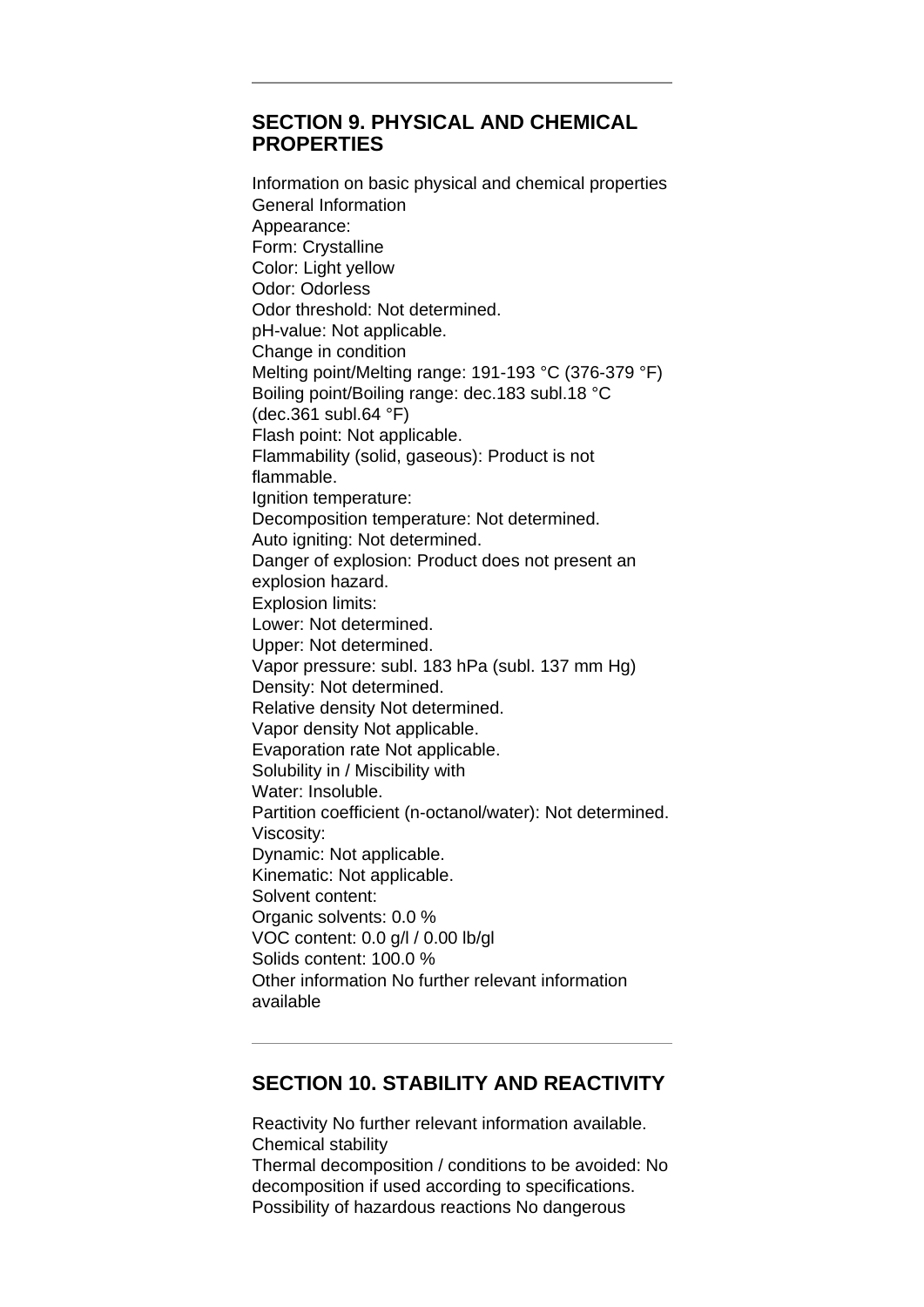## SECTION 9. PHYSICAL AND CHEMICAL PROPERTIES

Information on basic physical and chemical properties
General Information
Appearance:
Form: Crystalline
Color: Light yellow
Odor: Odorless
Odor threshold: Not determined.
pH-value: Not applicable.
Change in condition
Melting point/Melting range: 191-193 °C (376-379 °F)
Boiling point/Boiling range: dec.183 subl.18 °C (dec.361 subl.64 °F)
Flash point: Not applicable.
Flammability (solid, gaseous): Product is not flammable.
Ignition temperature:
Decomposition temperature: Not determined.
Auto igniting: Not determined.
Danger of explosion: Product does not present an explosion hazard.
Explosion limits:
Lower: Not determined.
Upper: Not determined.
Vapor pressure: subl. 183 hPa (subl. 137 mm Hg)
Density: Not determined.
Relative density Not determined.
Vapor density Not applicable.
Evaporation rate Not applicable.
Solubility in / Miscibility with
Water: Insoluble.
Partition coefficient (n-octanol/water): Not determined.
Viscosity:
Dynamic: Not applicable.
Kinematic: Not applicable.
Solvent content:
Organic solvents: 0.0 %
VOC content: 0.0 g/l / 0.00 lb/gl
Solids content: 100.0 %
Other information No further relevant information available

## SECTION 10. STABILITY AND REACTIVITY

Reactivity No further relevant information available.
Chemical stability
Thermal decomposition / conditions to be avoided: No decomposition if used according to specifications.
Possibility of hazardous reactions No dangerous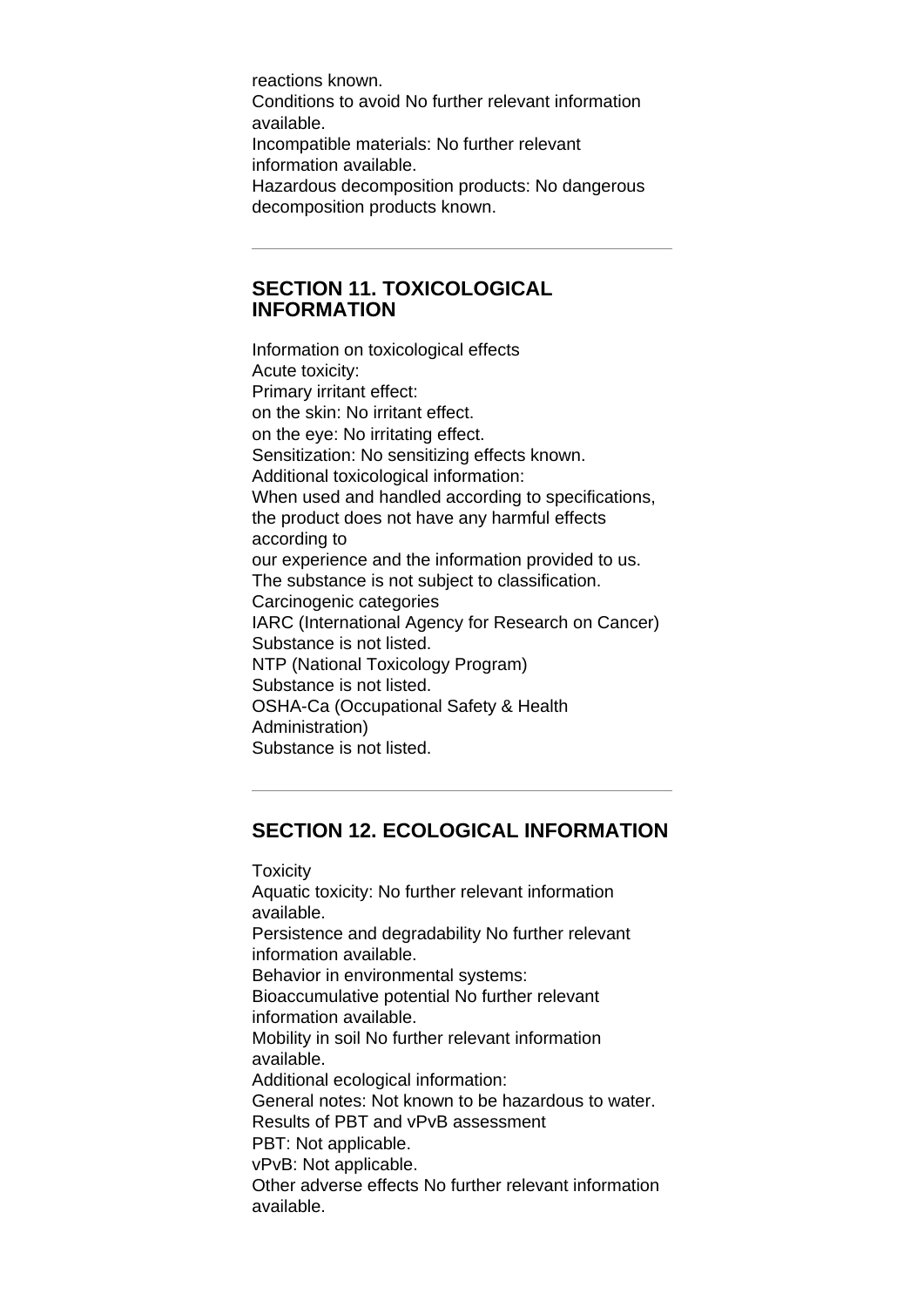reactions known.
Conditions to avoid No further relevant information available.
Incompatible materials: No further relevant information available.
Hazardous decomposition products: No dangerous decomposition products known.

---

## SECTION 11. TOXICOLOGICAL INFORMATION

Information on toxicological effects
Acute toxicity:
Primary irritant effect:
on the skin: No irritant effect.
on the eye: No irritating effect.
Sensitization: No sensitizing effects known.
Additional toxicological information:
When used and handled according to specifications, the product does not have any harmful effects according to
our experience and the information provided to us.
The substance is not subject to classification.
Carcinogenic categories
IARC (International Agency for Research on Cancer)
Substance is not listed.
NTP (National Toxicology Program)
Substance is not listed.
OSHA-Ca (Occupational Safety & Health Administration)
Substance is not listed.

---

## SECTION 12. ECOLOGICAL INFORMATION

Toxicity
Aquatic toxicity: No further relevant information available.
Persistence and degradability No further relevant information available.
Behavior in environmental systems:
Bioaccumulative potential No further relevant information available.
Mobility in soil No further relevant information available.
Additional ecological information:
General notes: Not known to be hazardous to water.
Results of PBT and vPvB assessment
PBT: Not applicable.
vPvB: Not applicable.
Other adverse effects No further relevant information available.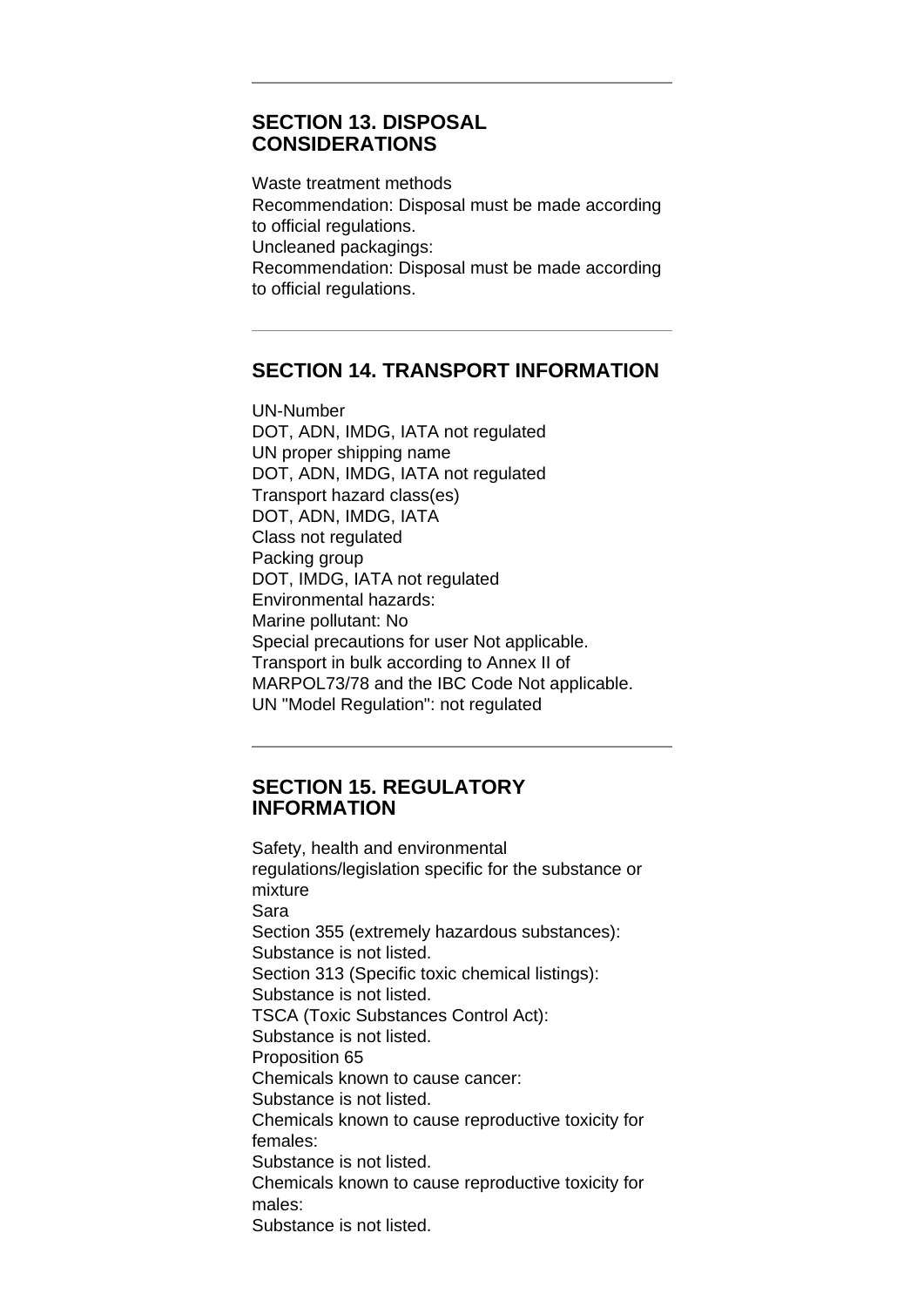---

## SECTION 13. DISPOSAL CONSIDERATIONS

Waste treatment methods
Recommendation: Disposal must be made according to official regulations.
Uncleaned packagings:
Recommendation: Disposal must be made according to official regulations.

---

## SECTION 14. TRANSPORT INFORMATION

UN-Number
DOT, ADN, IMDG, IATA not regulated
UN proper shipping name
DOT, ADN, IMDG, IATA not regulated
Transport hazard class(es)
DOT, ADN, IMDG, IATA
Class not regulated
Packing group
DOT, IMDG, IATA not regulated
Environmental hazards:
Marine pollutant: No
Special precautions for user Not applicable.
Transport in bulk according to Annex II of MARPOL73/78 and the IBC Code Not applicable.
UN "Model Regulation": not regulated

---

## SECTION 15. REGULATORY INFORMATION

Safety, health and environmental regulations/legislation specific for the substance or mixture
Sara
Section 355 (extremely hazardous substances):
Substance is not listed.
Section 313 (Specific toxic chemical listings):
Substance is not listed.
TSCA (Toxic Substances Control Act):
Substance is not listed.
Proposition 65
Chemicals known to cause cancer:
Substance is not listed.
Chemicals known to cause reproductive toxicity for females:
Substance is not listed.
Chemicals known to cause reproductive toxicity for males:
Substance is not listed.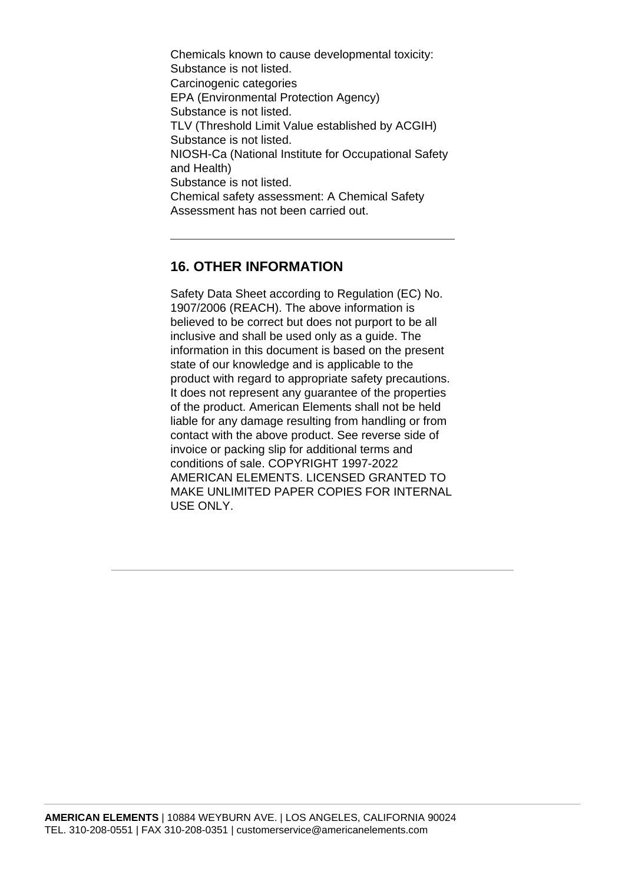Chemicals known to cause developmental toxicity:
Substance is not listed.
Carcinogenic categories
EPA (Environmental Protection Agency)
Substance is not listed.
TLV (Threshold Limit Value established by ACGIH)
Substance is not listed.
NIOSH-Ca (National Institute for Occupational Safety and Health)
Substance is not listed.
Chemical safety assessment: A Chemical Safety Assessment has not been carried out.

---

## 16. OTHER INFORMATION

Safety Data Sheet according to Regulation (EC) No. 1907/2006 (REACH). The above information is believed to be correct but does not purport to be all inclusive and shall be used only as a guide. The information in this document is based on the present state of our knowledge and is applicable to the product with regard to appropriate safety precautions. It does not represent any guarantee of the properties of the product. American Elements shall not be held liable for any damage resulting from handling or from contact with the above product. See reverse side of invoice or packing slip for additional terms and conditions of sale. COPYRIGHT 1997-2022 AMERICAN ELEMENTS. LICENSED GRANTED TO MAKE UNLIMITED PAPER COPIES FOR INTERNAL USE ONLY.